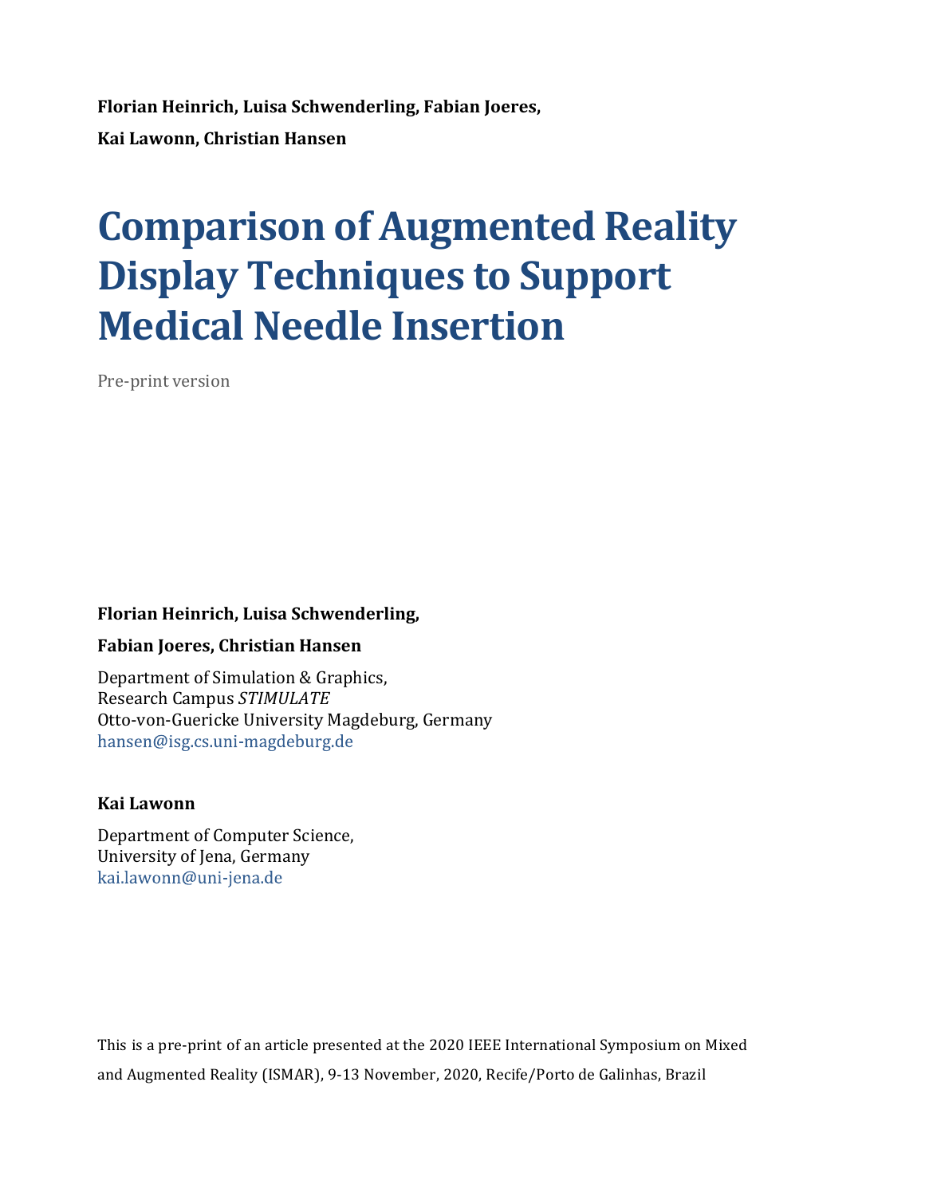**Florian Heinrich, Luisa Schwenderling, Fabian Joeres,**

**Kai Lawonn, Christian Hansen**

# Comparison of Augmented Reality Display Techniques to Support Medical Needle Insertion

Pre-print version

**Florian Heinrich, Luisa Schwenderling,**

**Fabian Joeres, Christian Hansen**

Department of Simulation & Graphics,
Research Campus *STIMULATE*
Otto-von-Guericke University Magdeburg, Germany
hansen@isg.cs.uni-magdeburg.de

**Kai Lawonn**

Department of Computer Science,
University of Jena, Germany
kai.lawonn@uni-jena.de

This is a pre-print of an article presented at the 2020 IEEE International Symposium on Mixed and Augmented Reality (ISMAR), 9-13 November, 2020, Recife/Porto de Galinhas, Brazil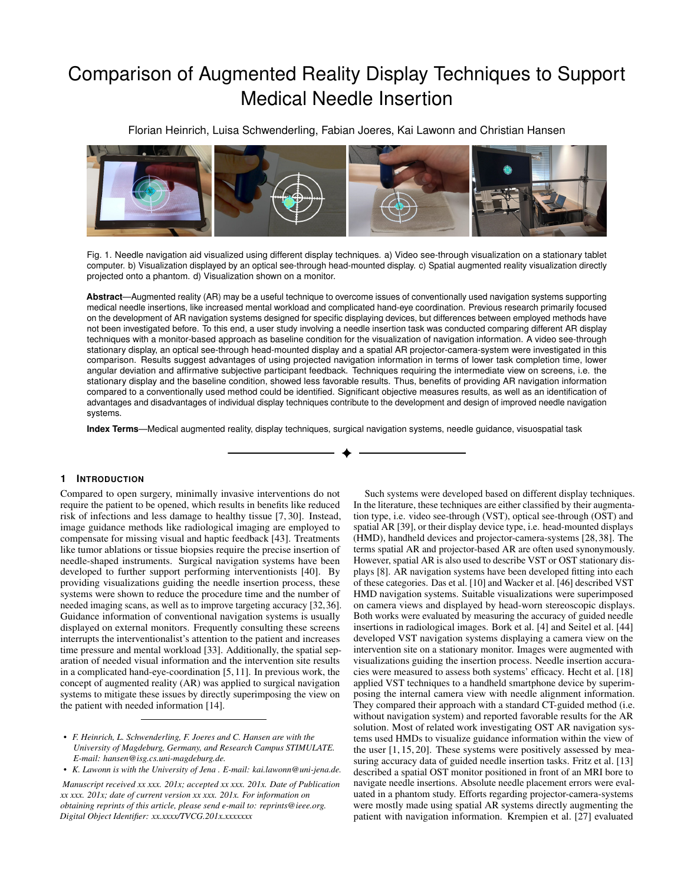# Comparison of Augmented Reality Display Techniques to Support Medical Needle Insertion

Florian Heinrich, Luisa Schwenderling, Fabian Joeres, Kai Lawonn and Christian Hansen

Fig. 1. Needle navigation aid visualized using different display techniques. a) Video see-through visualization on a stationary tablet computer. b) Visualization displayed by an optical see-through head-mounted display. c) Spatial augmented reality visualization directly projected onto a phantom. d) Visualization shown on a monitor.

**Abstract**—Augmented reality (AR) may be a useful technique to overcome issues of conventionally used navigation systems supporting medical needle insertions, like increased mental workload and complicated hand-eye coordination. Previous research primarily focused on the development of AR navigation systems designed for specific displaying devices, but differences between employed methods have not been investigated before. To this end, a user study involving a needle insertion task was conducted comparing different AR display techniques with a monitor-based approach as baseline condition for the visualization of navigation information. A video see-through stationary display, an optical see-through head-mounted display and a spatial AR projector-camera-system were investigated in this comparison. Results suggest advantages of using projected navigation information in terms of lower task completion time, lower angular deviation and affirmative subjective participant feedback. Techniques requiring the intermediate view on screens, i.e. the stationary display and the baseline condition, showed less favorable results. Thus, benefits of providing AR navigation information compared to a conventionally used method could be identified. Significant objective measures results, as well as an identification of advantages and disadvantages of individual display techniques contribute to the development and design of improved needle navigation systems.

**Index Terms**—Medical augmented reality, display techniques, surgical navigation systems, needle guidance, visuospatial task

## 1 Introduction

Compared to open surgery, minimally invasive interventions do not require the patient to be opened, which results in benefits like reduced risk of infections and less damage to healthy tissue [7, 30]. Instead, image guidance methods like radiological imaging are employed to compensate for missing visual and haptic feedback [43]. Treatments like tumor ablations or tissue biopsies require the precise insertion of needle-shaped instruments. Surgical navigation systems have been developed to further support performing interventionists [40]. By providing visualizations guiding the needle insertion process, these systems were shown to reduce the procedure time and the number of needed imaging scans, as well as to improve targeting accuracy [32,36]. Guidance information of conventional navigation systems is usually displayed on external monitors. Frequently consulting these screens interrupts the interventionalist's attention to the patient and increases time pressure and mental workload [33]. Additionally, the spatial separation of needed visual information and the intervention site results in a complicated hand-eye-coordination [5,11]. In previous work, the concept of augmented reality (AR) was applied to surgical navigation systems to mitigate these issues by directly superimposing the view on the patient with needed information [14].

- *F. Heinrich, L. Schwenderling, F. Joeres and C. Hansen are with the University of Magdeburg, Germany, and Research Campus STIMULATE. E-mail: hansen@isg.cs.uni-magdeburg.de.*
- *K. Lawonn is with the University of Jena . E-mail: kai.lawonn@uni-jena.de.*

*Manuscript received xx xxx. 201x; accepted xx xxx. 201x. Date of Publication xx xxx. 201x; date of current version xx xxx. 201x. For information on obtaining reprints of this article, please send e-mail to: reprints@ieee.org. Digital Object Identifier: xx.xxxx/TVCG.201x.xxxxxxx*

Such systems were developed based on different display techniques. In the literature, these techniques are either classified by their augmentation type, i.e. video see-through (VST), optical see-through (OST) and spatial AR [39], or their display device type, i.e. head-mounted displays (HMD), handheld devices and projector-camera-systems [28,38]. The terms spatial AR and projector-based AR are often used synonymously. However, spatial AR is also used to describe VST or OST stationary displays [8]. AR navigation systems have been developed fitting into each of these categories. Das et al. [10] and Wacker et al. [46] described VST HMD navigation systems. Suitable visualizations were superimposed on camera views and displayed by head-worn stereoscopic displays. Both works were evaluated by measuring the accuracy of guided needle insertions in radiological images. Bork et al. [4] and Seitel et al. [44] developed VST navigation systems displaying a camera view on the intervention site on a stationary monitor. Images were augmented with visualizations guiding the insertion process. Needle insertion accuracies were measured to assess both systems' efficacy. Hecht et al. [18] applied VST techniques to a handheld smartphone device by superimposing the internal camera view with needle alignment information. They compared their approach with a standard CT-guided method (i.e. without navigation system) and reported favorable results for the AR solution. Most of related work investigating OST AR navigation systems used HMDs to visualize guidance information within the view of the user [1, 15, 20]. These systems were positively assessed by measuring accuracy data of guided needle insertion tasks. Fritz et al. [13] described a spatial OST monitor positioned in front of an MRI bore to navigate needle insertions. Absolute needle placement errors were evaluated in a phantom study. Efforts regarding projector-camera-systems were mostly made using spatial AR systems directly augmenting the patient with navigation information. Krempien et al. [27] evaluated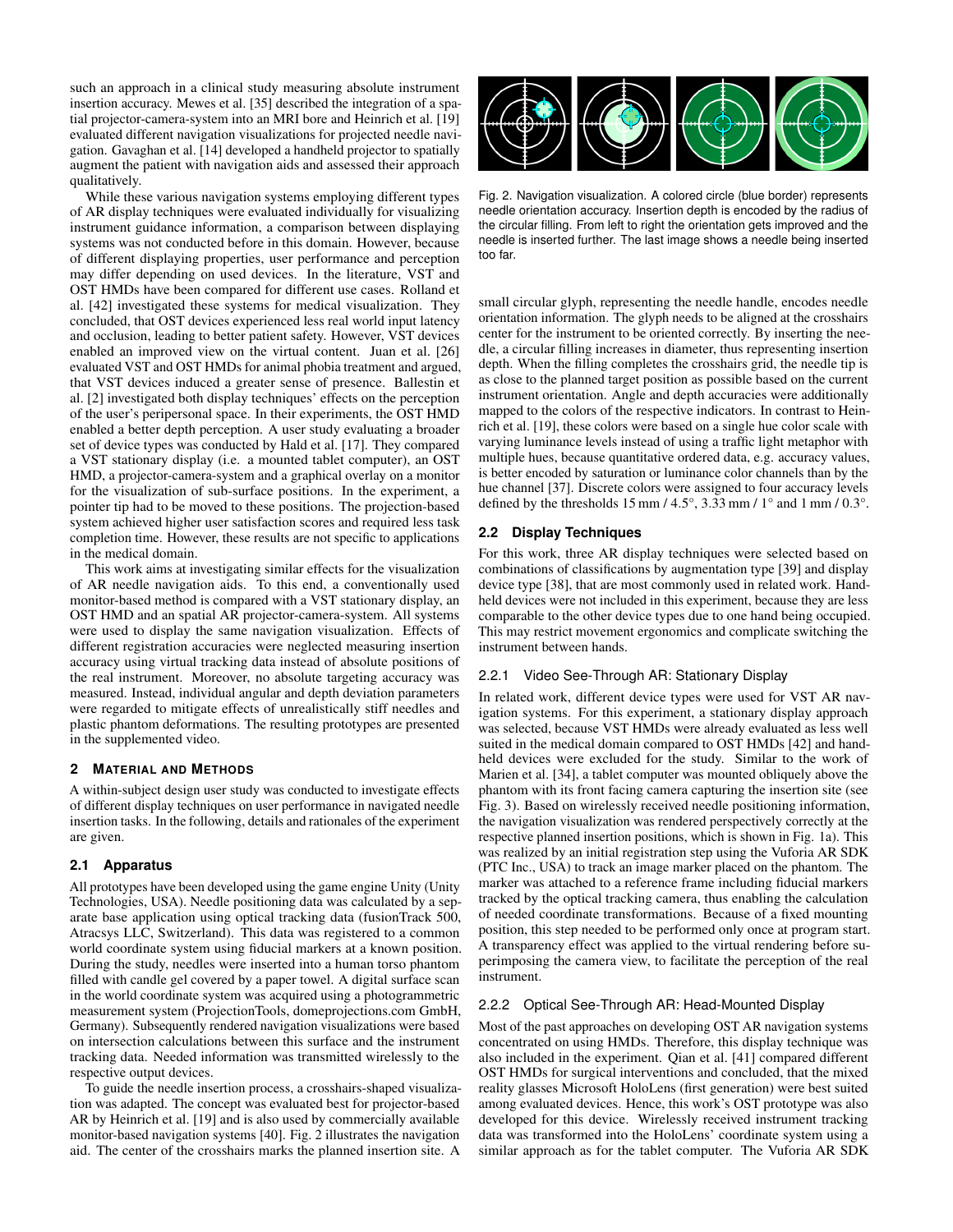such an approach in a clinical study measuring absolute instrument insertion accuracy. Mewes et al. [35] described the integration of a spatial projector-camera-system into an MRI bore and Heinrich et al. [19] evaluated different navigation visualizations for projected needle navigation. Gavaghan et al. [14] developed a handheld projector to spatially augment the patient with navigation aids and assessed their approach qualitatively.

While these various navigation systems employing different types of AR display techniques were evaluated individually for visualizing instrument guidance information, a comparison between displaying systems was not conducted before in this domain. However, because of different displaying properties, user performance and perception may differ depending on used devices. In the literature, VST and OST HMDs have been compared for different use cases. Rolland et al. [42] investigated these systems for medical visualization. They concluded, that OST devices experienced less real world input latency and occlusion, leading to better patient safety. However, VST devices enabled an improved view on the virtual content. Juan et al. [26] evaluated VST and OST HMDs for animal phobia treatment and argued, that VST devices induced a greater sense of presence. Ballestin et al. [2] investigated both display techniques' effects on the perception of the user's peripersonal space. In their experiments, the OST HMD enabled a better depth perception. A user study evaluating a broader set of device types was conducted by Hald et al. [17]. They compared a VST stationary display (i.e. a mounted tablet computer), an OST HMD, a projector-camera-system and a graphical overlay on a monitor for the visualization of sub-surface positions. In the experiment, a pointer tip had to be moved to these positions. The projection-based system achieved higher user satisfaction scores and required less task completion time. However, these results are not specific to applications in the medical domain.

This work aims at investigating similar effects for the visualization of AR needle navigation aids. To this end, a conventionally used monitor-based method is compared with a VST stationary display, an OST HMD and an spatial AR projector-camera-system. All systems were used to display the same navigation visualization. Effects of different registration accuracies were neglected measuring insertion accuracy using virtual tracking data instead of absolute positions of the real instrument. Moreover, no absolute targeting accuracy was measured. Instead, individual angular and depth deviation parameters were regarded to mitigate effects of unrealistically stiff needles and plastic phantom deformations. The resulting prototypes are presented in the supplemented video.

## 2 Material and Methods

A within-subject design user study was conducted to investigate effects of different display techniques on user performance in navigated needle insertion tasks. In the following, details and rationales of the experiment are given.

### 2.1 Apparatus

All prototypes have been developed using the game engine Unity (Unity Technologies, USA). Needle positioning data was calculated by a separate base application using optical tracking data (fusionTrack 500, Atracsys LLC, Switzerland). This data was registered to a common world coordinate system using fiducial markers at a known position. During the study, needles were inserted into a human torso phantom filled with candle gel covered by a paper towel. A digital surface scan in the world coordinate system was acquired using a photogrammetric measurement system (ProjectionTools, domeprojections.com GmbH, Germany). Subsequently rendered navigation visualizations were based on intersection calculations between this surface and the instrument tracking data. Needed information was transmitted wirelessly to the respective output devices.

To guide the needle insertion process, a crosshairs-shaped visualization was adapted. The concept was evaluated best for projector-based AR by Heinrich et al. [19] and is also used by commercially available monitor-based navigation systems [40]. Fig. 2 illustrates the navigation aid. The center of the crosshairs marks the planned insertion site. A small circular glyph, representing the needle handle, encodes needle orientation information. The glyph needs to be aligned at the crosshairs center for the instrument to be oriented correctly. By inserting the needle, a circular filling increases in diameter, thus representing insertion depth. When the filling completes the crosshairs grid, the needle tip is as close to the planned target position as possible based on the current instrument orientation. Angle and depth accuracies were additionally mapped to the colors of the respective indicators. In contrast to Heinrich et al. [19], these colors were based on a single hue color scale with varying luminance levels instead of using a traffic light metaphor with multiple hues, because quantitative ordered data, e.g. accuracy values, is better encoded by saturation or luminance color channels than by the hue channel [37]. Discrete colors were assigned to four accuracy levels defined by the thresholds 15 mm / 4.5°, 3.33 mm / 1° and 1 mm / 0.3°.

Fig. 2. Navigation visualization. A colored circle (blue border) represents needle orientation accuracy. Insertion depth is encoded by the radius of the circular filling. From left to right the orientation gets improved and the needle is inserted further. The last image shows a needle being inserted too far.

### 2.2 Display Techniques

For this work, three AR display techniques were selected based on combinations of classifications by augmentation type [39] and display device type [38], that are most commonly used in related work. Handheld devices were not included in this experiment, because they are less comparable to the other device types due to one hand being occupied. This may restrict movement ergonomics and complicate switching the instrument between hands.

#### 2.2.1 Video See-Through AR: Stationary Display

In related work, different device types were used for VST AR navigation systems. For this experiment, a stationary display approach was selected, because VST HMDs were already evaluated as less well suited in the medical domain compared to OST HMDs [42] and handheld devices were excluded for the study. Similar to the work of Marien et al. [34], a tablet computer was mounted obliquely above the phantom with its front facing camera capturing the insertion site (see Fig. 3). Based on wirelessly received needle positioning information, the navigation visualization was rendered perspectively correctly at the respective planned insertion positions, which is shown in Fig. 1a). This was realized by an initial registration step using the Vuforia AR SDK (PTC Inc., USA) to track an image marker placed on the phantom. The marker was attached to a reference frame including fiducial markers tracked by the optical tracking camera, thus enabling the calculation of needed coordinate transformations. Because of a fixed mounting position, this step needed to be performed only once at program start. A transparency effect was applied to the virtual rendering before superimposing the camera view, to facilitate the perception of the real instrument.

#### 2.2.2 Optical See-Through AR: Head-Mounted Display

Most of the past approaches on developing OST AR navigation systems concentrated on using HMDs. Therefore, this display technique was also included in the experiment. Qian et al. [41] compared different OST HMDs for surgical interventions and concluded, that the mixed reality glasses Microsoft HoloLens (first generation) were best suited among evaluated devices. Hence, this work's OST prototype was also developed for this device. Wirelessly received instrument tracking data was transformed into the HoloLens' coordinate system using a similar approach as for the tablet computer. The Vuforia AR SDK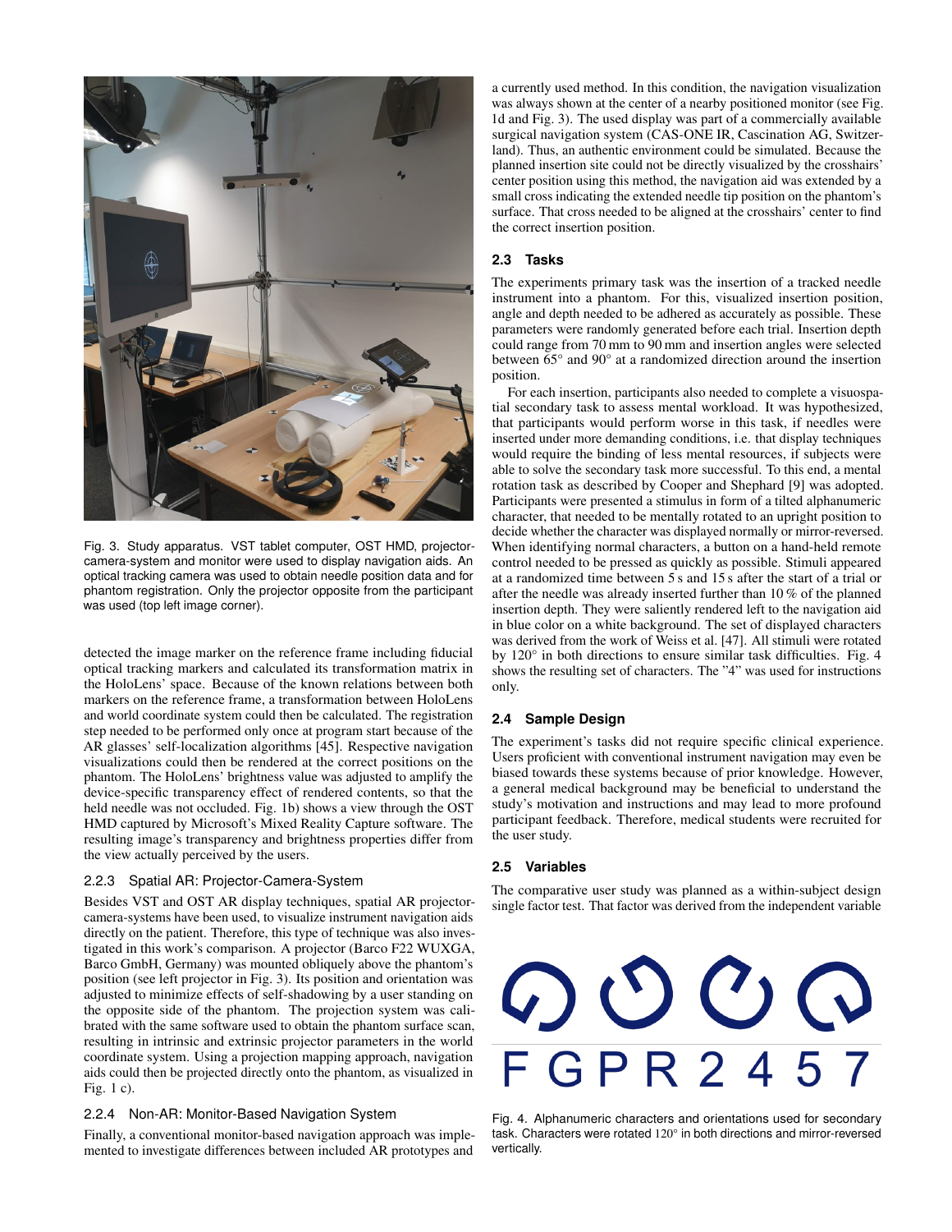Fig. 3. Study apparatus. VST tablet computer, OST HMD, projector-camera-system and monitor were used to display navigation aids. An optical tracking camera was used to obtain needle position data and for phantom registration. Only the projector opposite from the participant was used (top left image corner).

detected the image marker on the reference frame including fiducial optical tracking markers and calculated its transformation matrix in the HoloLens' space. Because of the known relations between both markers on the reference frame, a transformation between HoloLens and world coordinate system could then be calculated. The registration step needed to be performed only once at program start because of the AR glasses' self-localization algorithms [45]. Respective navigation visualizations could then be rendered at the correct positions on the phantom. The HoloLens' brightness value was adjusted to amplify the device-specific transparency effect of rendered contents, so that the held needle was not occluded. Fig. 1b) shows a view through the OST HMD captured by Microsoft's Mixed Reality Capture software. The resulting image's transparency and brightness properties differ from the view actually perceived by the users.

#### 2.2.3 Spatial AR: Projector-Camera-System

Besides VST and OST AR display techniques, spatial AR projector-camera-systems have been used, to visualize instrument navigation aids directly on the patient. Therefore, this type of technique was also investigated in this work's comparison. A projector (Barco F22 WUXGA, Barco GmbH, Germany) was mounted obliquely above the phantom's position (see left projector in Fig. 3). Its position and orientation was adjusted to minimize effects of self-shadowing by a user standing on the opposite side of the phantom. The projection system was calibrated with the same software used to obtain the phantom surface scan, resulting in intrinsic and extrinsic projector parameters in the world coordinate system. Using a projection mapping approach, navigation aids could then be projected directly onto the phantom, as visualized in Fig. 1 c).

#### 2.2.4 Non-AR: Monitor-Based Navigation System

Finally, a conventional monitor-based navigation approach was implemented to investigate differences between included AR prototypes and a currently used method. In this condition, the navigation visualization was always shown at the center of a nearby positioned monitor (see Fig. 1d and Fig. 3). The used display was part of a commercially available surgical navigation system (CAS-ONE IR, Cascination AG, Switzerland). Thus, an authentic environment could be simulated. Because the planned insertion site could not be directly visualized by the crosshairs' center position using this method, the navigation aid was extended by a small cross indicating the extended needle tip position on the phantom's surface. That cross needed to be aligned at the crosshairs' center to find the correct insertion position.

### 2.3 Tasks

The experiments primary task was the insertion of a tracked needle instrument into a phantom. For this, visualized insertion position, angle and depth needed to be adhered as accurately as possible. These parameters were randomly generated before each trial. Insertion depth could range from 70 mm to 90 mm and insertion angles were selected between 65° and 90° at a randomized direction around the insertion position.

For each insertion, participants also needed to complete a visuospatial secondary task to assess mental workload. It was hypothesized, that participants would perform worse in this task, if needles were inserted under more demanding conditions, i.e. that display techniques would require the binding of less mental resources, if subjects were able to solve the secondary task more successful. To this end, a mental rotation task as described by Cooper and Shephard [9] was adopted. Participants were presented a stimulus in form of a tilted alphanumeric character, that needed to be mentally rotated to an upright position to decide whether the character was displayed normally or mirror-reversed. When identifying normal characters, a button on a hand-held remote control needed to be pressed as quickly as possible. Stimuli appeared at a randomized time between 5 s and 15 s after the start of a trial or after the needle was already inserted further than 10 % of the planned insertion depth. They were saliently rendered left to the navigation aid in blue color on a white background. The set of displayed characters was derived from the work of Weiss et al. [47]. All stimuli were rotated by 120° in both directions to ensure similar task difficulties. Fig. 4 shows the resulting set of characters. The "4" was used for instructions only.

### 2.4 Sample Design

The experiment's tasks did not require specific clinical experience. Users proficient with conventional instrument navigation may even be biased towards these systems because of prior knowledge. However, a general medical background may be beneficial to understand the study's motivation and instructions and may lead to more profound participant feedback. Therefore, medical students were recruited for the user study.

### 2.5 Variables

The comparative user study was planned as a within-subject design single factor test. That factor was derived from the independent variable

F G P R 2 4 5 7

Fig. 4. Alphanumeric characters and orientations used for secondary task. Characters were rotated 120° in both directions and mirror-reversed vertically.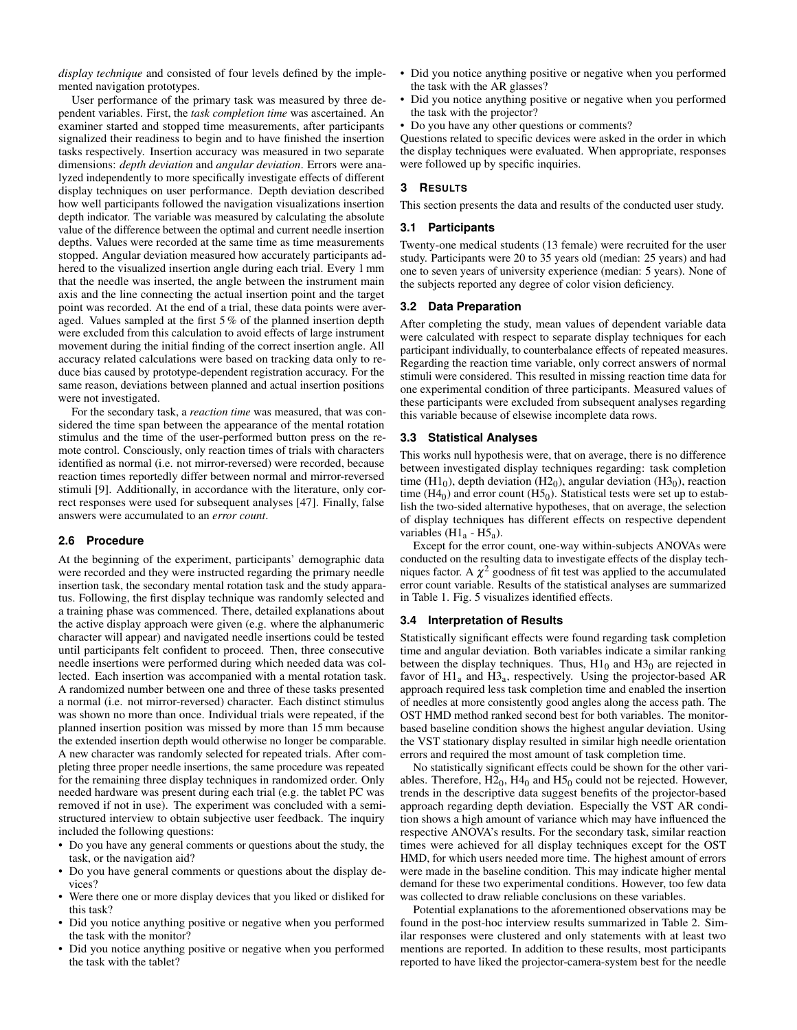*display technique* and consisted of four levels defined by the implemented navigation prototypes.

User performance of the primary task was measured by three dependent variables. First, the *task completion time* was ascertained. An examiner started and stopped time measurements, after participants signalized their readiness to begin and to have finished the insertion tasks respectively. Insertion accuracy was measured in two separate dimensions: *depth deviation* and *angular deviation*. Errors were analyzed independently to more specifically investigate effects of different display techniques on user performance. Depth deviation described how well participants followed the navigation visualizations insertion depth indicator. The variable was measured by calculating the absolute value of the difference between the optimal and current needle insertion depths. Values were recorded at the same time as time measurements stopped. Angular deviation measured how accurately participants adhered to the visualized insertion angle during each trial. Every 1 mm that the needle was inserted, the angle between the instrument main axis and the line connecting the actual insertion point and the target point was recorded. At the end of a trial, these data points were averaged. Values sampled at the first 5 % of the planned insertion depth were excluded from this calculation to avoid effects of large instrument movement during the initial finding of the correct insertion angle. All accuracy related calculations were based on tracking data only to reduce bias caused by prototype-dependent registration accuracy. For the same reason, deviations between planned and actual insertion positions were not investigated.

For the secondary task, a *reaction time* was measured, that was considered the time span between the appearance of the mental rotation stimulus and the time of the user-performed button press on the remote control. Consciously, only reaction times of trials with characters identified as normal (i.e. not mirror-reversed) were recorded, because reaction times reportedly differ between normal and mirror-reversed stimuli [9]. Additionally, in accordance with the literature, only correct responses were used for subsequent analyses [47]. Finally, false answers were accumulated to an *error count*.

### 2.6 Procedure

At the beginning of the experiment, participants' demographic data were recorded and they were instructed regarding the primary needle insertion task, the secondary mental rotation task and the study apparatus. Following, the first display technique was randomly selected and a training phase was commenced. There, detailed explanations about the active display approach were given (e.g. where the alphanumeric character will appear) and navigated needle insertions could be tested until participants felt confident to proceed. Then, three consecutive needle insertions were performed during which needed data was collected. Each insertion was accompanied with a mental rotation task. A randomized number between one and three of these tasks presented a normal (i.e. not mirror-reversed) character. Each distinct stimulus was shown no more than once. Individual trials were repeated, if the planned insertion position was missed by more than 15 mm because the extended insertion depth would otherwise no longer be comparable. A new character was randomly selected for repeated trials. After completing three proper needle insertions, the same procedure was repeated for the remaining three display techniques in randomized order. Only needed hardware was present during each trial (e.g. the tablet PC was removed if not in use). The experiment was concluded with a semi-structured interview to obtain subjective user feedback. The inquiry included the following questions:

- Do you have any general comments or questions about the study, the task, or the navigation aid?
- Do you have general comments or questions about the display devices?
- Were there one or more display devices that you liked or disliked for this task?
- Did you notice anything positive or negative when you performed the task with the monitor?
- Did you notice anything positive or negative when you performed the task with the tablet?
- Did you notice anything positive or negative when you performed the task with the AR glasses?
- Did you notice anything positive or negative when you performed the task with the projector?
- Do you have any other questions or comments?

Questions related to specific devices were asked in the order in which the display techniques were evaluated. When appropriate, responses were followed up by specific inquiries.

## 3 Results

This section presents the data and results of the conducted user study.

### 3.1 Participants

Twenty-one medical students (13 female) were recruited for the user study. Participants were 20 to 35 years old (median: 25 years) and had one to seven years of university experience (median: 5 years). None of the subjects reported any degree of color vision deficiency.

### 3.2 Data Preparation

After completing the study, mean values of dependent variable data were calculated with respect to separate display techniques for each participant individually, to counterbalance effects of repeated measures. Regarding the reaction time variable, only correct answers of normal stimuli were considered. This resulted in missing reaction time data for one experimental condition of three participants. Measured values of these participants were excluded from subsequent analyses regarding this variable because of elsewise incomplete data rows.

### 3.3 Statistical Analyses

This works null hypothesis were, that on average, there is no difference between investigated display techniques regarding: task completion time ($H1_0$), depth deviation ($H2_0$), angular deviation ($H3_0$), reaction time ($H4_0$) and error count ($H5_0$). Statistical tests were set up to establish the two-sided alternative hypotheses, that on average, the selection of display techniques has different effects on respective dependent variables ($H1_a$ - $H5_a$).

Except for the error count, one-way within-subjects ANOVAs were conducted on the resulting data to investigate effects of the display techniques factor. A $\chi^2$ goodness of fit test was applied to the accumulated error count variable. Results of the statistical analyses are summarized in Table 1. Fig. 5 visualizes identified effects.

### 3.4 Interpretation of Results

Statistically significant effects were found regarding task completion time and angular deviation. Both variables indicate a similar ranking between the display techniques. Thus, $H1_0$ and $H3_0$ are rejected in favor of $H1_a$ and $H3_a$, respectively. Using the projector-based AR approach required less task completion time and enabled the insertion of needles at more consistently good angles along the access path. The OST HMD method ranked second best for both variables. The monitor-based baseline condition shows the highest angular deviation. Using the VST stationary display resulted in similar high needle orientation errors and required the most amount of task completion time.

No statistically significant effects could be shown for the other variables. Therefore, $H2_0$, $H4_0$ and $H5_0$ could not be rejected. However, trends in the descriptive data suggest benefits of the projector-based approach regarding depth deviation. Especially the VST AR condition shows a high amount of variance which may have influenced the respective ANOVA's results. For the secondary task, similar reaction times were achieved for all display techniques except for the OST HMD, for which users needed more time. The highest amount of errors were made in the baseline condition. This may indicate higher mental demand for these two experimental conditions. However, too few data was collected to draw reliable conclusions on these variables.

Potential explanations to the aforementioned observations may be found in the post-hoc interview results summarized in Table 2. Similar responses were clustered and only statements with at least two mentions are reported. In addition to these results, most participants reported to have liked the projector-camera-system best for the needle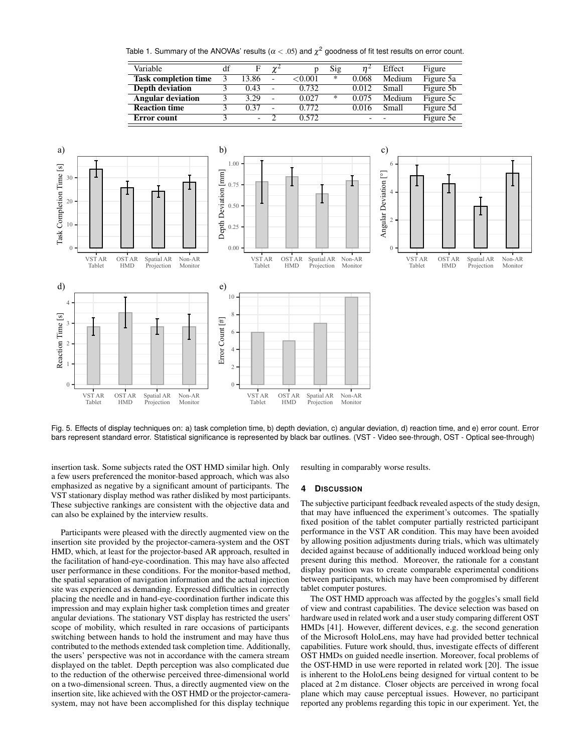Table 1. Summary of the ANOVAs' results ($\alpha < .05$) and $\chi^2$ goodness of fit test results on error count.

| Variable | df | F | $\chi^2$ | p | Sig | $\eta^2$ | Effect | Figure |
|---|---|---|---|---|---|---|---|---|
| **Task completion time** | 3 | 13.86 | - | <0.001 | * | 0.068 | Medium | Figure 5a |
| **Depth deviation** | 3 | 0.43 | - | 0.732 | | 0.012 | Small | Figure 5b |
| **Angular deviation** | 3 | 3.29 | - | 0.027 | * | 0.075 | Medium | Figure 5c |
| **Reaction time** | 3 | 0.37 | - | 0.772 | | 0.016 | Small | Figure 5d |
| **Error count** | 3 | - | 2 | 0.572 | | - | - | Figure 5e |

a)
Task Completion Time [s]
0
10
20
30
VST AR Tablet
OST AR HMD
Spatial AR Projection
Non-AR Monitor

b)
Depth Deviation [mm]
0.00
0.25
0.50
0.75
1.00
VST AR Tablet
OST AR HMD
Spatial AR Projection
Non-AR Monitor

c)
Angular Deviation [°]
0
2
4
6
VST AR Tablet
OST AR HMD
Spatial AR Projection
Non-AR Monitor

d)
Reaction Time [s]
0
1
2
3
4
VST AR Tablet
OST AR HMD
Spatial AR Projection
Non-AR Monitor

e)
Error Count [#]
0
2
4
6
8
10
VST AR Tablet
OST AR HMD
Spatial AR Projection
Non-AR Monitor

Fig. 5. Effects of display techniques on: a) task completion time, b) depth deviation, c) angular deviation, d) reaction time, and e) error count. Error bars represent standard error. Statistical significance is represented by black bar outlines. (VST - Video see-through, OST - Optical see-through)

insertion task. Some subjects rated the OST HMD similar high. Only a few users preferenced the monitor-based approach, which was also emphasized as negative by a significant amount of participants. The VST stationary display method was rather disliked by most participants. These subjective rankings are consistent with the objective data and can also be explained by the interview results.

Participants were pleased with the directly augmented view on the insertion site provided by the projector-camera-system and the OST HMD, which, at least for the projector-based AR approach, resulted in the facilitation of hand-eye-coordination. This may have also affected user performance in these conditions. For the monitor-based method, the spatial separation of navigation information and the actual injection site was experienced as demanding. Expressed difficulties in correctly placing the needle and in hand-eye-coordination further indicate this impression and may explain higher task completion times and greater angular deviations. The stationary VST display has restricted the users' scope of mobility, which resulted in rare occasions of participants switching between hands to hold the instrument and may have thus contributed to the methods extended task completion time. Additionally, the users' perspective was not in accordance with the camera stream displayed on the tablet. Depth perception was also complicated due to the reduction of the otherwise perceived three-dimensional world on a two-dimensional screen. Thus, a directly augmented view on the insertion site, like achieved with the OST HMD or the projector-camera-system, may not have been accomplished for this display technique resulting in comparably worse results.

## 4 Discussion

The subjective participant feedback revealed aspects of the study design, that may have influenced the experiment's outcomes. The spatially fixed position of the tablet computer partially restricted participant performance in the VST AR condition. This may have been avoided by allowing position adjustments during trials, which was ultimately decided against because of additionally induced workload being only present during this method. Moreover, the rationale for a constant display position was to create comparable experimental conditions between participants, which may have been compromised by different tablet computer postures.

The OST HMD approach was affected by the goggles's small field of view and contrast capabilities. The device selection was based on hardware used in related work and a user study comparing different OST HMDs [41]. However, different devices, e.g. the second generation of the Microsoft HoloLens, may have had provided better technical capabilities. Future work should, thus, investigate effects of different OST HMDs on guided needle insertion. Moreover, focal problems of the OST-HMD in use were reported in related work [20]. The issue is inherent to the HoloLens being designed for virtual content to be placed at 2 m distance. Closer objects are perceived in wrong focal plane which may cause perceptual issues. However, no participant reported any problems regarding this topic in our experiment. Yet, the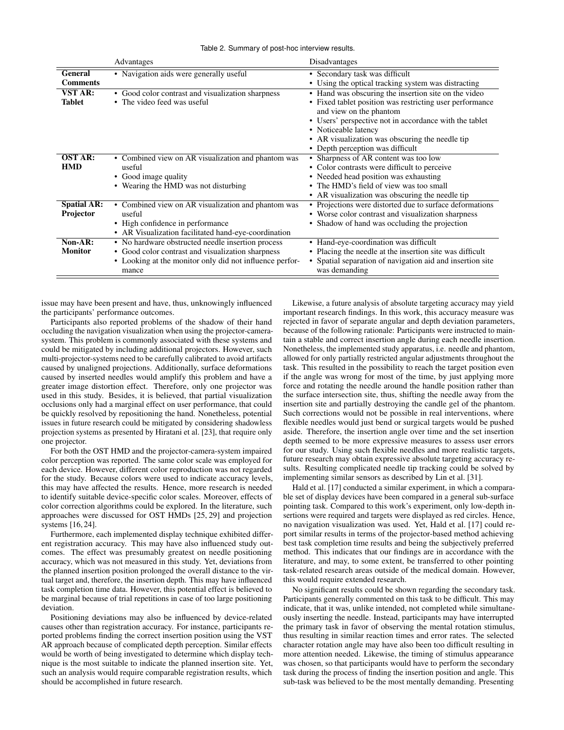Table 2. Summary of post-hoc interview results.

| | Advantages | Disadvantages |
|---|---|---|
| **General Comments** | • Navigation aids were generally useful | • Secondary task was difficult<br>• Using the optical tracking system was distracting |
| **VST AR: Tablet** | • Good color contrast and visualization sharpness<br>• The video feed was useful | • Hand was obscuring the insertion site on the video<br>• Fixed tablet position was restricting user performance and view on the phantom<br>• Users' perspective not in accordance with the tablet<br>• Noticeable latency<br>• AR visualization was obscuring the needle tip<br>• Depth perception was difficult |
| **OST AR: HMD** | • Combined view on AR visualization and phantom was useful<br>• Good image quality<br>• Wearing the HMD was not disturbing | • Sharpness of AR content was too low<br>• Color contrasts were difficult to perceive<br>• Needed head position was exhausting<br>• The HMD's field of view was too small<br>• AR visualization was obscuring the needle tip |
| **Spatial AR: Projector** | • Combined view on AR visualization and phantom was useful<br>• High confidence in performance<br>• AR Visualization facilitated hand-eye-coordination | • Projections were distorted due to surface deformations<br>• Worse color contrast and visualization sharpness<br>• Shadow of hand was occluding the projection |
| **Non-AR: Monitor** | • No hardware obstructed needle insertion process<br>• Good color contrast and visualization sharpness<br>• Looking at the monitor only did not influence performance | • Hand-eye-coordination was difficult<br>• Placing the needle at the insertion site was difficult<br>• Spatial separation of navigation aid and insertion site was demanding |

issue may have been present and have, thus, unknowingly influenced the participants' performance outcomes.

Participants also reported problems of the shadow of their hand occluding the navigation visualization when using the projector-camera-system. This problem is commonly associated with these systems and could be mitigated by including additional projectors. However, such multi-projector-systems need to be carefully calibrated to avoid artifacts caused by unaligned projections. Additionally, surface deformations caused by inserted needles would amplify this problem and have a greater image distortion effect. Therefore, only one projector was used in this study. Besides, it is believed, that partial visualization occlusions only had a marginal effect on user performance, that could be quickly resolved by repositioning the hand. Nonetheless, potential issues in future research could be mitigated by considering shadowless projection systems as presented by Hiratani et al. [23], that require only one projector.

For both the OST HMD and the projector-camera-system impaired color perception was reported. The same color scale was employed for each device. However, different color reproduction was not regarded for the study. Because colors were used to indicate accuracy levels, this may have affected the results. Hence, more research is needed to identify suitable device-specific color scales. Moreover, effects of color correction algorithms could be explored. In the literature, such approaches were discussed for OST HMDs [25, 29] and projection systems [16, 24].

Furthermore, each implemented display technique exhibited different registration accuracy. This may have also influenced study outcomes. The effect was presumably greatest on needle positioning accuracy, which was not measured in this study. Yet, deviations from the planned insertion position prolonged the overall distance to the virtual target and, therefore, the insertion depth. This may have influenced task completion time data. However, this potential effect is believed to be marginal because of trial repetitions in case of too large positioning deviation.

Positioning deviations may also be influenced by device-related causes other than registration accuracy. For instance, participants reported problems finding the correct insertion position using the VST AR approach because of complicated depth perception. Similar effects would be worth of being investigated to determine which display technique is the most suitable to indicate the planned insertion site. Yet, such an analysis would require comparable registration results, which should be accomplished in future research.

Likewise, a future analysis of absolute targeting accuracy may yield important research findings. In this work, this accuracy measure was rejected in favor of separate angular and depth deviation parameters, because of the following rationale: Participants were instructed to maintain a stable and correct insertion angle during each needle insertion. Nonetheless, the implemented study apparatus, i.e. needle and phantom, allowed for only partially restricted angular adjustments throughout the task. This resulted in the possibility to reach the target position even if the angle was wrong for most of the time, by just applying more force and rotating the needle around the handle position rather than the surface intersection site, thus, shifting the needle away from the insertion site and partially destroying the candle gel of the phantom. Such corrections would not be possible in real interventions, where flexible needles would just bend or surgical targets would be pushed aside. Therefore, the insertion angle over time and the set insertion depth seemed to be more expressive measures to assess user errors for our study. Using such flexible needles and more realistic targets, future research may obtain expressive absolute targeting accuracy results. Resulting complicated needle tip tracking could be solved by implementing similar sensors as described by Lin et al. [31].

Hald et al. [17] conducted a similar experiment, in which a comparable set of display devices have been compared in a general sub-surface pointing task. Compared to this work's experiment, only low-depth insertions were required and targets were displayed as red circles. Hence, no navigation visualization was used. Yet, Hald et al. [17] could report similar results in terms of the projector-based method achieving best task completion time results and being the subjectively preferred method. This indicates that our findings are in accordance with the literature, and may, to some extent, be transferred to other pointing task-related research areas outside of the medical domain. However, this would require extended research.

No significant results could be shown regarding the secondary task. Participants generally commented on this task to be difficult. This may indicate, that it was, unlike intended, not completed while simultaneously inserting the needle. Instead, participants may have interrupted the primary task in favor of observing the mental rotation stimulus, thus resulting in similar reaction times and error rates. The selected character rotation angle may have also been too difficult resulting in more attention needed. Likewise, the timing of stimulus appearance was chosen, so that participants would have to perform the secondary task during the process of finding the insertion position and angle. This sub-task was believed to be the most mentally demanding. Presenting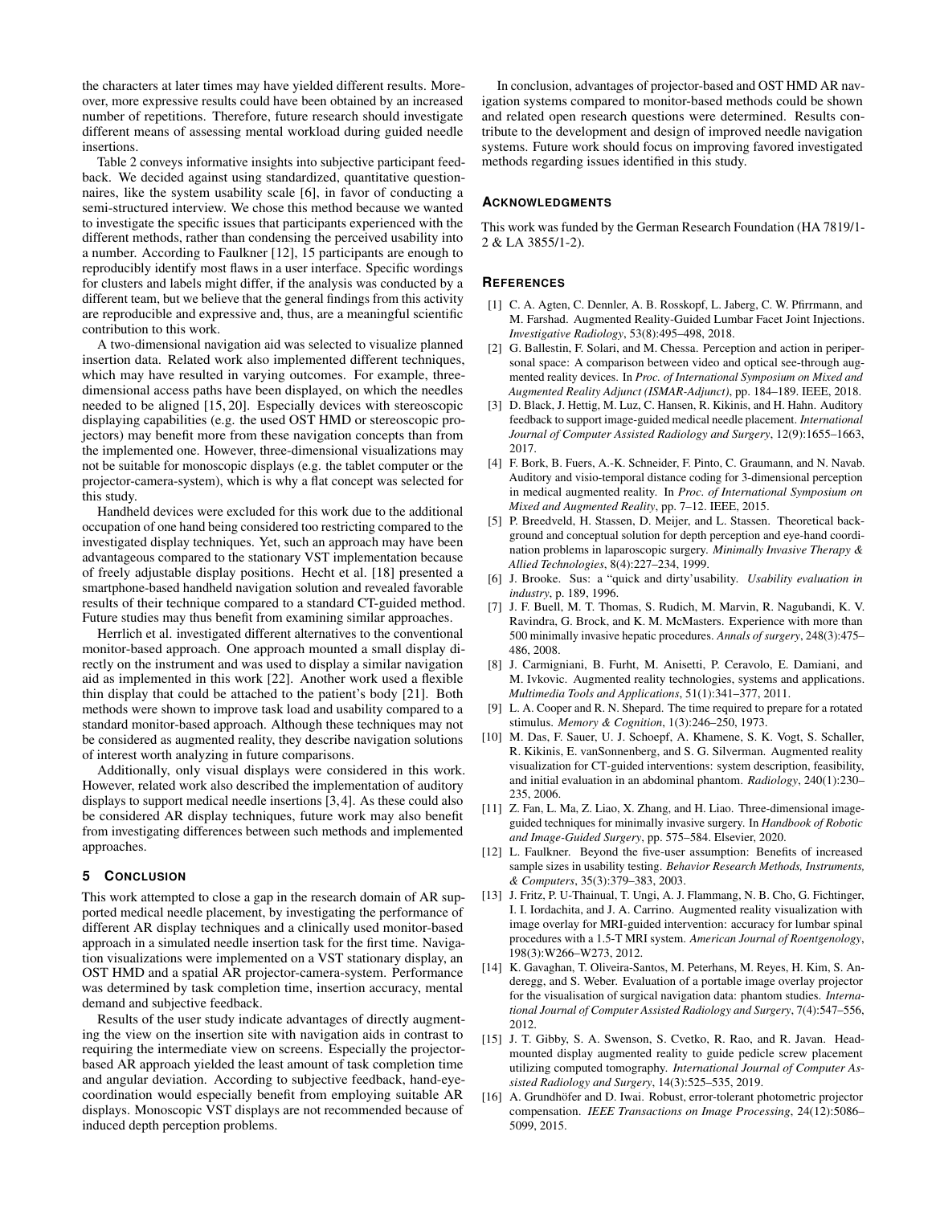the characters at later times may have yielded different results. Moreover, more expressive results could have been obtained by an increased number of repetitions. Therefore, future research should investigate different means of assessing mental workload during guided needle insertions.

Table 2 conveys informative insights into subjective participant feedback. We decided against using standardized, quantitative questionnaires, like the system usability scale [6], in favor of conducting a semi-structured interview. We chose this method because we wanted to investigate the specific issues that participants experienced with the different methods, rather than condensing the perceived usability into a number. According to Faulkner [12], 15 participants are enough to reproducibly identify most flaws in a user interface. Specific wordings for clusters and labels might differ, if the analysis was conducted by a different team, but we believe that the general findings from this activity are reproducible and expressive and, thus, are a meaningful scientific contribution to this work.

A two-dimensional navigation aid was selected to visualize planned insertion data. Related work also implemented different techniques, which may have resulted in varying outcomes. For example, three-dimensional access paths have been displayed, on which the needles needed to be aligned [15, 20]. Especially devices with stereoscopic displaying capabilities (e.g. the used OST HMD or stereoscopic projectors) may benefit more from these navigation concepts than from the implemented one. However, three-dimensional visualizations may not be suitable for monoscopic displays (e.g. the tablet computer or the projector-camera-system), which is why a flat concept was selected for this study.

Handheld devices were excluded for this work due to the additional occupation of one hand being considered too restricting compared to the investigated display techniques. Yet, such an approach may have been advantageous compared to the stationary VST implementation because of freely adjustable display positions. Hecht et al. [18] presented a smartphone-based handheld navigation solution and revealed favorable results of their technique compared to a standard CT-guided method. Future studies may thus benefit from examining similar approaches.

Herrlich et al. investigated different alternatives to the conventional monitor-based approach. One approach mounted a small display directly on the instrument and was used to display a similar navigation aid as implemented in this work [22]. Another work used a flexible thin display that could be attached to the patient's body [21]. Both methods were shown to improve task load and usability compared to a standard monitor-based approach. Although these techniques may not be considered as augmented reality, they describe navigation solutions of interest worth analyzing in future comparisons.

Additionally, only visual displays were considered in this work. However, related work also described the implementation of auditory displays to support medical needle insertions [3, 4]. As these could also be considered AR display techniques, future work may also benefit from investigating differences between such methods and implemented approaches.

## 5 Conclusion

This work attempted to close a gap in the research domain of AR supported medical needle placement, by investigating the performance of different AR display techniques and a clinically used monitor-based approach in a simulated needle insertion task for the first time. Navigation visualizations were implemented on a VST stationary display, an OST HMD and a spatial AR projector-camera-system. Performance was determined by task completion time, insertion accuracy, mental demand and subjective feedback.

Results of the user study indicate advantages of directly augmenting the view on the insertion site with navigation aids in contrast to requiring the intermediate view on screens. Especially the projector-based AR approach yielded the least amount of task completion time and angular deviation. According to subjective feedback, hand-eye-coordination would especially benefit from employing suitable AR displays. Monoscopic VST displays are not recommended because of induced depth perception problems.

In conclusion, advantages of projector-based and OST HMD AR navigation systems compared to monitor-based methods could be shown and related open research questions were determined. Results contribute to the development and design of improved needle navigation systems. Future work should focus on improving favored investigated methods regarding issues identified in this study.

## Acknowledgments

This work was funded by the German Research Foundation (HA 7819/1-2 & LA 3855/1-2).

## References

[1] C. A. Agten, C. Dennler, A. B. Rosskopf, L. Jaberg, C. W. Pfirrmann, and M. Farshad. Augmented Reality-Guided Lumbar Facet Joint Injections. *Investigative Radiology*, 53(8):495–498, 2018.

[2] G. Ballestin, F. Solari, and M. Chessa. Perception and action in peripersonal space: A comparison between video and optical see-through augmented reality devices. In *Proc. of International Symposium on Mixed and Augmented Reality Adjunct (ISMAR-Adjunct)*, pp. 184–189. IEEE, 2018.

[3] D. Black, J. Hettig, M. Luz, C. Hansen, R. Kikinis, and H. Hahn. Auditory feedback to support image-guided medical needle placement. *International Journal of Computer Assisted Radiology and Surgery*, 12(9):1655–1663, 2017.

[4] F. Bork, B. Fuers, A.-K. Schneider, F. Pinto, C. Graumann, and N. Navab. Auditory and visio-temporal distance coding for 3-dimensional perception in medical augmented reality. In *Proc. of International Symposium on Mixed and Augmented Reality*, pp. 7–12. IEEE, 2015.

[5] P. Breedveld, H. Stassen, D. Meijer, and L. Stassen. Theoretical background and conceptual solution for depth perception and eye-hand coordination problems in laparoscopic surgery. *Minimally Invasive Therapy & Allied Technologies*, 8(4):227–234, 1999.

[6] J. Brooke. Sus: a "quick and dirty'usability. *Usability evaluation in industry*, p. 189, 1996.

[7] J. F. Buell, M. T. Thomas, S. Rudich, M. Marvin, R. Nagubandi, K. V. Ravindra, G. Brock, and K. M. McMasters. Experience with more than 500 minimally invasive hepatic procedures. *Annals of surgery*, 248(3):475–486, 2008.

[8] J. Carmigniani, B. Furht, M. Anisetti, P. Ceravolo, E. Damiani, and M. Ivkovic. Augmented reality technologies, systems and applications. *Multimedia Tools and Applications*, 51(1):341–377, 2011.

[9] L. A. Cooper and R. N. Shepard. The time required to prepare for a rotated stimulus. *Memory & Cognition*, 1(3):246–250, 1973.

[10] M. Das, F. Sauer, U. J. Schoepf, A. Khamene, S. K. Vogt, S. Schaller, R. Kikinis, E. vanSonnenberg, and S. G. Silverman. Augmented reality visualization for CT-guided interventions: system description, feasibility, and initial evaluation in an abdominal phantom. *Radiology*, 240(1):230–235, 2006.

[11] Z. Fan, L. Ma, Z. Liao, X. Zhang, and H. Liao. Three-dimensional image-guided techniques for minimally invasive surgery. In *Handbook of Robotic and Image-Guided Surgery*, pp. 575–584. Elsevier, 2020.

[12] L. Faulkner. Beyond the five-user assumption: Benefits of increased sample sizes in usability testing. *Behavior Research Methods, Instruments, & Computers*, 35(3):379–383, 2003.

[13] J. Fritz, P. U-Thainual, T. Ungi, A. J. Flammang, N. B. Cho, G. Fichtinger, I. I. Iordachita, and J. A. Carrino. Augmented reality visualization with image overlay for MRI-guided intervention: accuracy for lumbar spinal procedures with a 1.5-T MRI system. *American Journal of Roentgenology*, 198(3):W266–W273, 2012.

[14] K. Gavaghan, T. Oliveira-Santos, M. Peterhans, M. Reyes, H. Kim, S. Anderegg, and S. Weber. Evaluation of a portable image overlay projector for the visualisation of surgical navigation data: phantom studies. *International Journal of Computer Assisted Radiology and Surgery*, 7(4):547–556, 2012.

[15] J. T. Gibby, S. A. Swenson, S. Cvetko, R. Rao, and R. Javan. Head-mounted display augmented reality to guide pedicle screw placement utilizing computed tomography. *International Journal of Computer Assisted Radiology and Surgery*, 14(3):525–535, 2019.

[16] A. Grundhöfer and D. Iwai. Robust, error-tolerant photometric projector compensation. *IEEE Transactions on Image Processing*, 24(12):5086–5099, 2015.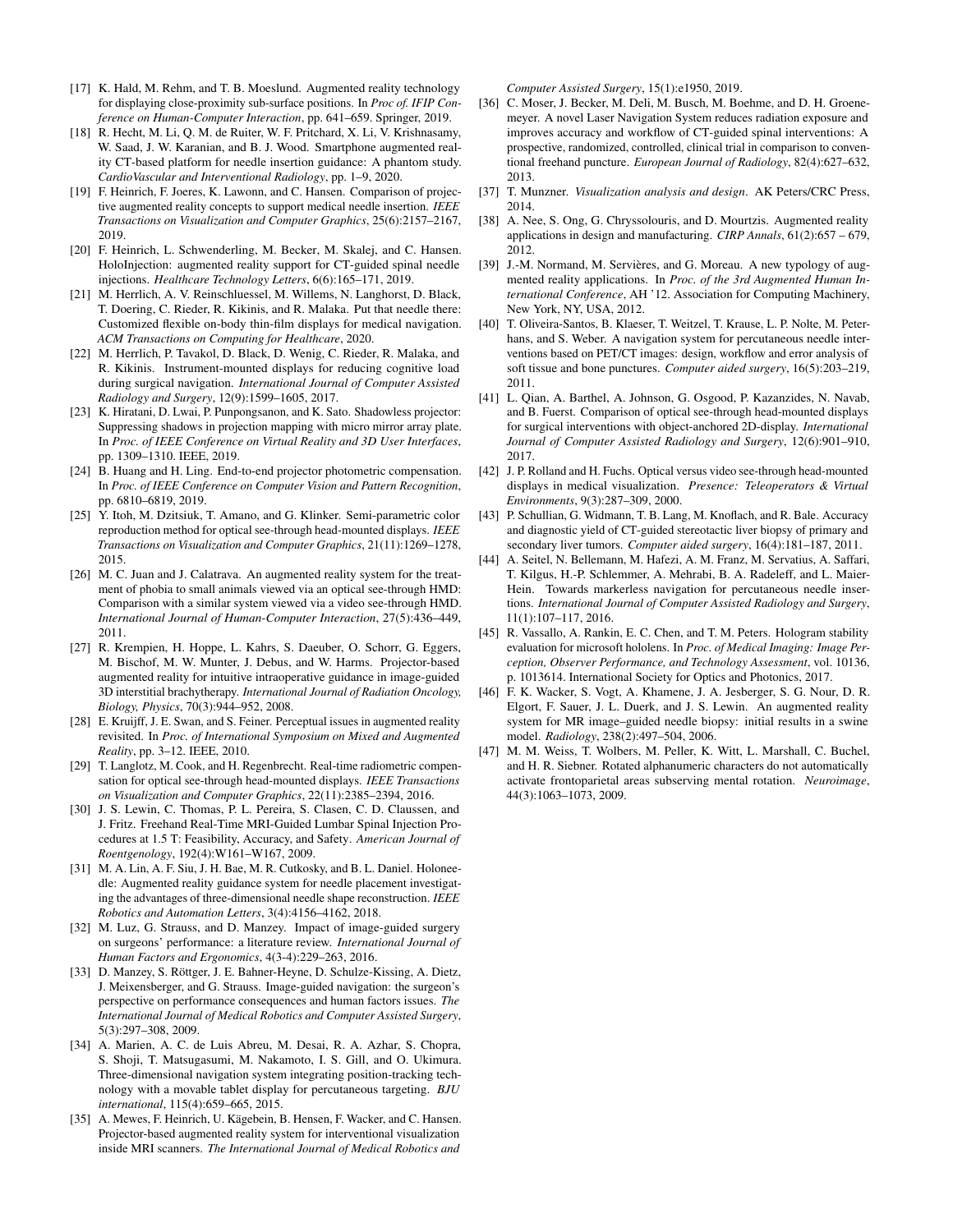[17] K. Hald, M. Rehm, and T. B. Moeslund. Augmented reality technology for displaying close-proximity sub-surface positions. In *Proc of. IFIP Conference on Human-Computer Interaction*, pp. 641–659. Springer, 2019.

[18] R. Hecht, M. Li, Q. M. de Ruiter, W. F. Pritchard, X. Li, V. Krishnasamy, W. Saad, J. W. Karanian, and B. J. Wood. Smartphone augmented reality CT-based platform for needle insertion guidance: A phantom study. *CardioVascular and Interventional Radiology*, pp. 1–9, 2020.

[19] F. Heinrich, F. Joeres, K. Lawonn, and C. Hansen. Comparison of projective augmented reality concepts to support medical needle insertion. *IEEE Transactions on Visualization and Computer Graphics*, 25(6):2157–2167, 2019.

[20] F. Heinrich, L. Schwenderling, M. Becker, M. Skalej, and C. Hansen. HoloInjection: augmented reality support for CT-guided spinal needle injections. *Healthcare Technology Letters*, 6(6):165–171, 2019.

[21] M. Herrlich, A. V. Reinschluessel, M. Willems, N. Langhorst, D. Black, T. Doering, C. Rieder, R. Kikinis, and R. Malaka. Put that needle there: Customized flexible on-body thin-film displays for medical navigation. *ACM Transactions on Computing for Healthcare*, 2020.

[22] M. Herrlich, P. Tavakol, D. Black, D. Wenig, C. Rieder, R. Malaka, and R. Kikinis. Instrument-mounted displays for reducing cognitive load during surgical navigation. *International Journal of Computer Assisted Radiology and Surgery*, 12(9):1599–1605, 2017.

[23] K. Hiratani, D. Lwai, P. Punpongsanon, and K. Sato. Shadowless projector: Suppressing shadows in projection mapping with micro mirror array plate. In *Proc. of IEEE Conference on Virtual Reality and 3D User Interfaces*, pp. 1309–1310. IEEE, 2019.

[24] B. Huang and H. Ling. End-to-end projector photometric compensation. In *Proc. of IEEE Conference on Computer Vision and Pattern Recognition*, pp. 6810–6819, 2019.

[25] Y. Itoh, M. Dzitsiuk, T. Amano, and G. Klinker. Semi-parametric color reproduction method for optical see-through head-mounted displays. *IEEE Transactions on Visualization and Computer Graphics*, 21(11):1269–1278, 2015.

[26] M. C. Juan and J. Calatrava. An augmented reality system for the treatment of phobia to small animals viewed via an optical see-through HMD: Comparison with a similar system viewed via a video see-through HMD. *International Journal of Human-Computer Interaction*, 27(5):436–449, 2011.

[27] R. Krempien, H. Hoppe, L. Kahrs, S. Daeuber, O. Schorr, G. Eggers, M. Bischof, M. W. Munter, J. Debus, and W. Harms. Projector-based augmented reality for intuitive intraoperative guidance in image-guided 3D interstitial brachytherapy. *International Journal of Radiation Oncology, Biology, Physics*, 70(3):944–952, 2008.

[28] E. Kruijff, J. E. Swan, and S. Feiner. Perceptual issues in augmented reality revisited. In *Proc. of International Symposium on Mixed and Augmented Reality*, pp. 3–12. IEEE, 2010.

[29] T. Langlotz, M. Cook, and H. Regenbrecht. Real-time radiometric compensation for optical see-through head-mounted displays. *IEEE Transactions on Visualization and Computer Graphics*, 22(11):2385–2394, 2016.

[30] J. S. Lewin, C. Thomas, P. L. Pereira, S. Clasen, C. D. Claussen, and J. Fritz. Freehand Real-Time MRI-Guided Lumbar Spinal Injection Procedures at 1.5 T: Feasibility, Accuracy, and Safety. *American Journal of Roentgenology*, 192(4):W161–W167, 2009.

[31] M. A. Lin, A. F. Siu, J. H. Bae, M. R. Cutkosky, and B. L. Daniel. Holoneedle: Augmented reality guidance system for needle placement investigating the advantages of three-dimensional needle shape reconstruction. *IEEE Robotics and Automation Letters*, 3(4):4156–4162, 2018.

[32] M. Luz, G. Strauss, and D. Manzey. Impact of image-guided surgery on surgeons' performance: a literature review. *International Journal of Human Factors and Ergonomics*, 4(3-4):229–263, 2016.

[33] D. Manzey, S. Röttger, J. E. Bahner-Heyne, D. Schulze-Kissing, A. Dietz, J. Meixensberger, and G. Strauss. Image-guided navigation: the surgeon's perspective on performance consequences and human factors issues. *The International Journal of Medical Robotics and Computer Assisted Surgery*, 5(3):297–308, 2009.

[34] A. Marien, A. C. de Luis Abreu, M. Desai, R. A. Azhar, S. Chopra, S. Shoji, T. Matsugasumi, M. Nakamoto, I. S. Gill, and O. Ukimura. Three-dimensional navigation system integrating position-tracking technology with a movable tablet display for percutaneous targeting. *BJU international*, 115(4):659–665, 2015.

[35] A. Mewes, F. Heinrich, U. Kägebein, B. Hensen, F. Wacker, and C. Hansen. Projector-based augmented reality system for interventional visualization inside MRI scanners. *The International Journal of Medical Robotics and Computer Assisted Surgery*, 15(1):e1950, 2019.

[36] C. Moser, J. Becker, M. Deli, M. Busch, M. Boehme, and D. H. Groenemeyer. A novel Laser Navigation System reduces radiation exposure and improves accuracy and workflow of CT-guided spinal interventions: A prospective, randomized, controlled, clinical trial in comparison to conventional freehand puncture. *European Journal of Radiology*, 82(4):627–632, 2013.

[37] T. Munzner. *Visualization analysis and design*. AK Peters/CRC Press, 2014.

[38] A. Nee, S. Ong, G. Chryssolouris, and D. Mourtzis. Augmented reality applications in design and manufacturing. *CIRP Annals*, 61(2):657 – 679, 2012.

[39] J.-M. Normand, M. Servières, and G. Moreau. A new typology of augmented reality applications. In *Proc. of the 3rd Augmented Human International Conference*, AH '12. Association for Computing Machinery, New York, NY, USA, 2012.

[40] T. Oliveira-Santos, B. Klaeser, T. Weitzel, T. Krause, L. P. Nolte, M. Peterhans, and S. Weber. A navigation system for percutaneous needle interventions based on PET/CT images: design, workflow and error analysis of soft tissue and bone punctures. *Computer aided surgery*, 16(5):203–219, 2011.

[41] L. Qian, A. Barthel, A. Johnson, G. Osgood, P. Kazanzides, N. Navab, and B. Fuerst. Comparison of optical see-through head-mounted displays for surgical interventions with object-anchored 2D-display. *International Journal of Computer Assisted Radiology and Surgery*, 12(6):901–910, 2017.

[42] J. P. Rolland and H. Fuchs. Optical versus video see-through head-mounted displays in medical visualization. *Presence: Teleoperators & Virtual Environments*, 9(3):287–309, 2000.

[43] P. Schullian, G. Widmann, T. B. Lang, M. Knoflach, and R. Bale. Accuracy and diagnostic yield of CT-guided stereotactic liver biopsy of primary and secondary liver tumors. *Computer aided surgery*, 16(4):181–187, 2011.

[44] A. Seitel, N. Bellemann, M. Hafezi, A. M. Franz, M. Servatius, A. Saffari, T. Kilgus, H.-P. Schlemmer, A. Mehrabi, B. A. Radeleff, and L. Maier-Hein. Towards markerless navigation for percutaneous needle insertions. *International Journal of Computer Assisted Radiology and Surgery*, 11(1):107–117, 2016.

[45] R. Vassallo, A. Rankin, E. C. Chen, and T. M. Peters. Hologram stability evaluation for microsoft hololens. In *Proc. of Medical Imaging: Image Perception, Observer Performance, and Technology Assessment*, vol. 10136, p. 1013614. International Society for Optics and Photonics, 2017.

[46] F. K. Wacker, S. Vogt, A. Khamene, J. A. Jesberger, S. G. Nour, D. R. Elgort, F. Sauer, J. L. Duerk, and J. S. Lewin. An augmented reality system for MR image–guided needle biopsy: initial results in a swine model. *Radiology*, 238(2):497–504, 2006.

[47] M. M. Weiss, T. Wolbers, M. Peller, K. Witt, L. Marshall, C. Buchel, and H. R. Siebner. Rotated alphanumeric characters do not automatically activate frontoparietal areas subserving mental rotation. *Neuroimage*, 44(3):1063–1073, 2009.